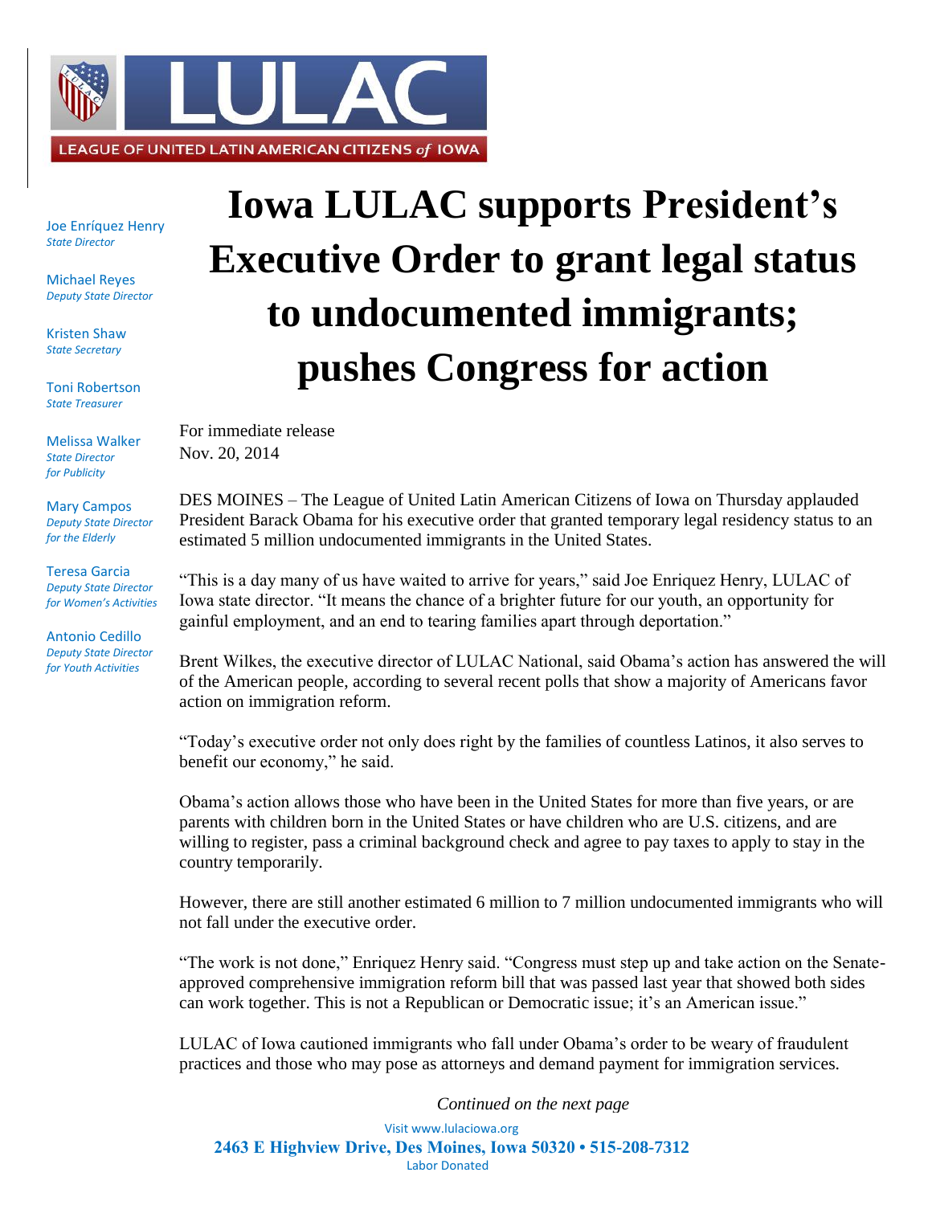LEAGUE OF UNITED LATIN AMERICAN CITIZENS *of* IOWA

Joe Enríquez Henry
*State Director*

Michael Reyes
*Deputy State Director*

Kristen Shaw
*State Secretary*

Toni Robertson
*State Treasurer*

Melissa Walker
*State Director for Publicity*

Mary Campos
*Deputy State Director for the Elderly*

Teresa Garcia
*Deputy State Director for Women's Activities*

Antonio Cedillo
*Deputy State Director for Youth Activities*

# Iowa LULAC supports President's Executive Order to grant legal status to undocumented immigrants; pushes Congress for action

For immediate release
Nov. 20, 2014

DES MOINES – The League of United Latin American Citizens of Iowa on Thursday applauded President Barack Obama for his executive order that granted temporary legal residency status to an estimated 5 million undocumented immigrants in the United States.

"This is a day many of us have waited to arrive for years," said Joe Enriquez Henry, LULAC of Iowa state director. "It means the chance of a brighter future for our youth, an opportunity for gainful employment, and an end to tearing families apart through deportation."

Brent Wilkes, the executive director of LULAC National, said Obama's action has answered the will of the American people, according to several recent polls that show a majority of Americans favor action on immigration reform.

"Today's executive order not only does right by the families of countless Latinos, it also serves to benefit our economy," he said.

Obama's action allows those who have been in the United States for more than five years, or are parents with children born in the United States or have children who are U.S. citizens, and are willing to register, pass a criminal background check and agree to pay taxes to apply to stay in the country temporarily.

However, there are still another estimated 6 million to 7 million undocumented immigrants who will not fall under the executive order.

"The work is not done," Enriquez Henry said. "Congress must step up and take action on the Senate-approved comprehensive immigration reform bill that was passed last year that showed both sides can work together. This is not a Republican or Democratic issue; it's an American issue."

LULAC of Iowa cautioned immigrants who fall under Obama's order to be weary of fraudulent practices and those who may pose as attorneys and demand payment for immigration services.

*Continued on the next page*

Visit www.lulaciowa.org
**2463 E Highview Drive, Des Moines, Iowa 50320 • 515-208-7312**
Labor Donated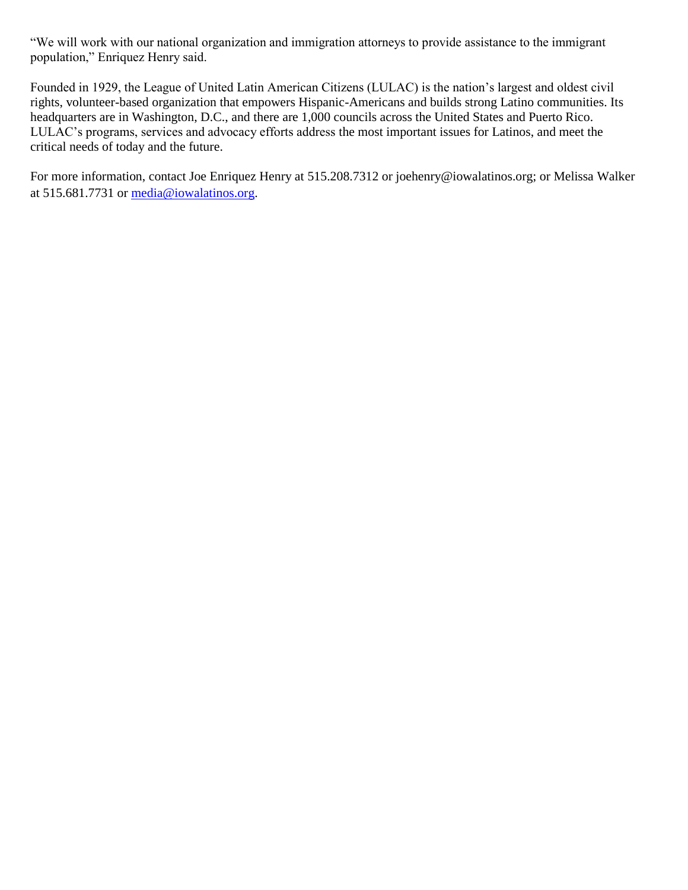"We will work with our national organization and immigration attorneys to provide assistance to the immigrant population," Enriquez Henry said.

Founded in 1929, the League of United Latin American Citizens (LULAC) is the nation's largest and oldest civil rights, volunteer-based organization that empowers Hispanic-Americans and builds strong Latino communities. Its headquarters are in Washington, D.C., and there are 1,000 councils across the United States and Puerto Rico. LULAC's programs, services and advocacy efforts address the most important issues for Latinos, and meet the critical needs of today and the future.

For more information, contact Joe Enriquez Henry at 515.208.7312 or joehenry@iowalatinos.org; or Melissa Walker at 515.681.7731 or media@iowalatinos.org.